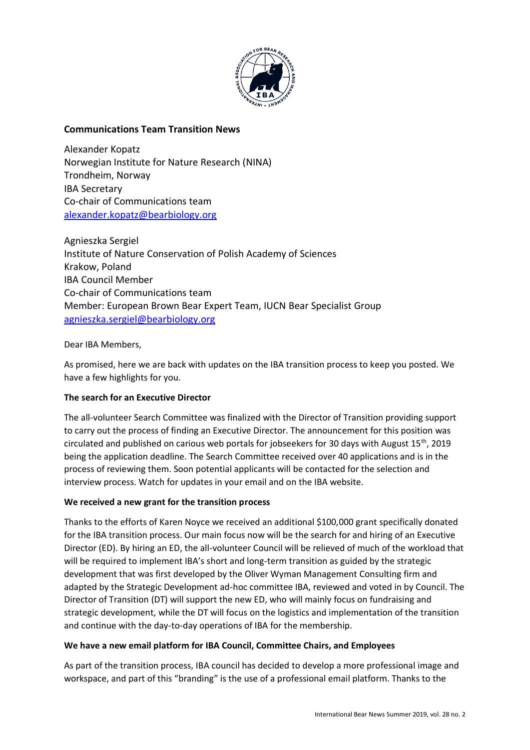## Communications Team Transition News

Alexander Kopatz
Norwegian Institute for Nature Research (NINA)
Trondheim, Norway
IBA Secretary
Co-chair of Communications team
alexander.kopatz@bearbiology.org

Agnieszka Sergiel
Institute of Nature Conservation of Polish Academy of Sciences
Krakow, Poland
IBA Council Member
Co-chair of Communications team
Member: European Brown Bear Expert Team, IUCN Bear Specialist Group
agnieszka.sergiel@bearbiology.org

Dear IBA Members,

As promised, here we are back with updates on the IBA transition process to keep you posted. We have a few highlights for you.

**The search for an Executive Director**

The all-volunteer Search Committee was finalized with the Director of Transition providing support to carry out the process of finding an Executive Director. The announcement for this position was circulated and published on carious web portals for jobseekers for 30 days with August 15th, 2019 being the application deadline. The Search Committee received over 40 applications and is in the process of reviewing them. Soon potential applicants will be contacted for the selection and interview process. Watch for updates in your email and on the IBA website.

**We received a new grant for the transition process**

Thanks to the efforts of Karen Noyce we received an additional $100,000 grant specifically donated for the IBA transition process. Our main focus now will be the search for and hiring of an Executive Director (ED). By hiring an ED, the all-volunteer Council will be relieved of much of the workload that will be required to implement IBA's short and long-term transition as guided by the strategic development that was first developed by the Oliver Wyman Management Consulting firm and adapted by the Strategic Development ad-hoc committee IBA, reviewed and voted in by Council. The Director of Transition (DT) will support the new ED, who will mainly focus on fundraising and strategic development, while the DT will focus on the logistics and implementation of the transition and continue with the day-to-day operations of IBA for the membership.

**We have a new email platform for IBA Council, Committee Chairs, and Employees**

As part of the transition process, IBA council has decided to develop a more professional image and workspace, and part of this "branding" is the use of a professional email platform. Thanks to the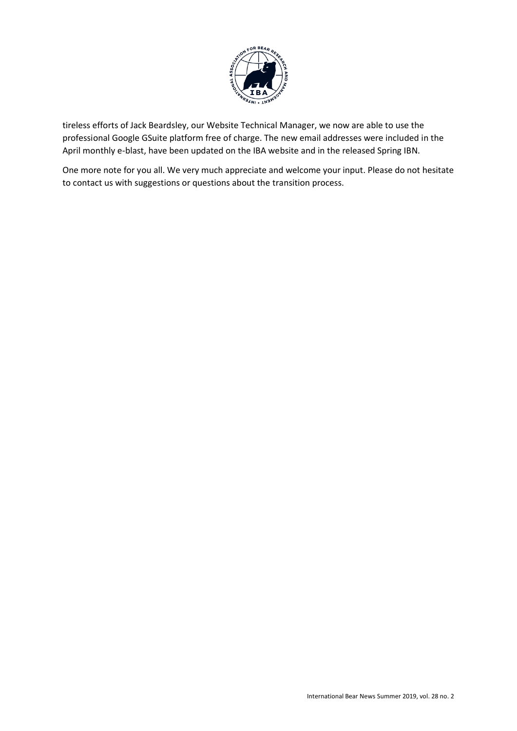tireless efforts of Jack Beardsley, our Website Technical Manager, we now are able to use the professional Google GSuite platform free of charge. The new email addresses were included in the April monthly e-blast, have been updated on the IBA website and in the released Spring IBN.

One more note for you all. We very much appreciate and welcome your input. Please do not hesitate to contact us with suggestions or questions about the transition process.